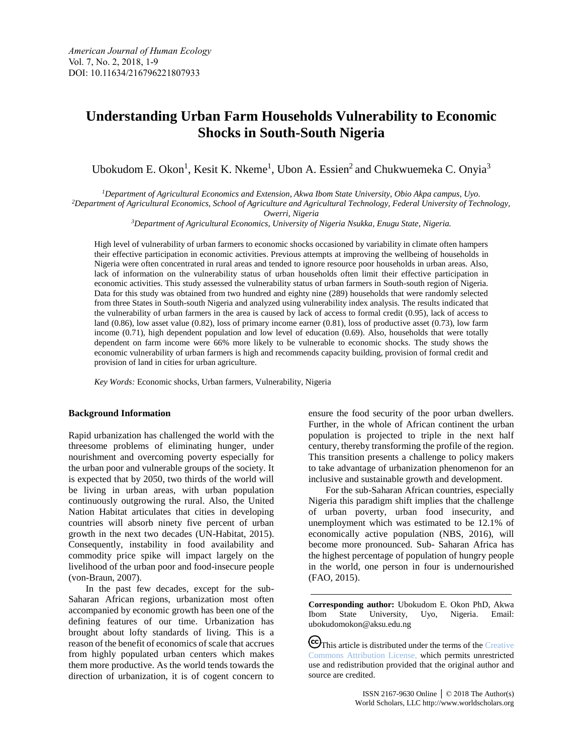# Understanding Urban Farm Households Vulnerability to Economic Shocks in South-South Nigeria

Ubokudom E. Okon[1], Kesit K. Nkeme[1], Ubon A. Essien[2] and Chukwuemeka C. Onyia[3]

[1]*Department of Agricultural Economics and Extension, Akwa Ibom State University, Obio Akpa campus, Uyo.*
[2]*Department of Agricultural Economics, School of Agriculture and Agricultural Technology, Federal University of Technology, Owerri, Nigeria*
[3]*Department of Agricultural Economics, University of Nigeria Nsukka, Enugu State, Nigeria.*

High level of vulnerability of urban farmers to economic shocks occasioned by variability in climate often hampers their effective participation in economic activities. Previous attempts at improving the wellbeing of households in Nigeria were often concentrated in rural areas and tended to ignore resource poor households in urban areas. Also, lack of information on the vulnerability status of urban households often limit their effective participation in economic activities. This study assessed the vulnerability status of urban farmers in South-south region of Nigeria. Data for this study was obtained from two hundred and eighty nine (289) households that were randomly selected from three States in South-south Nigeria and analyzed using vulnerability index analysis. The results indicated that the vulnerability of urban farmers in the area is caused by lack of access to formal credit (0.95), lack of access to land (0.86), low asset value (0.82), loss of primary income earner (0.81), loss of productive asset (0.73), low farm income (0.71), high dependent population and low level of education (0.69). Also, households that were totally dependent on farm income were 66% more likely to be vulnerable to economic shocks. The study shows the economic vulnerability of urban farmers is high and recommends capacity building, provision of formal credit and provision of land in cities for urban agriculture.

*Key Words:* Economic shocks, Urban farmers, Vulnerability, Nigeria

**Background Information**

Rapid urbanization has challenged the world with the threesome problems of eliminating hunger, under nourishment and overcoming poverty especially for the urban poor and vulnerable groups of the society. It is expected that by 2050, two thirds of the world will be living in urban areas, with urban population continuously outgrowing the rural. Also, the United Nation Habitat articulates that cities in developing countries will absorb ninety five percent of urban growth in the next two decades (UN-Habitat, 2015). Consequently, instability in food availability and commodity price spike will impact largely on the livelihood of the urban poor and food-insecure people (von-Braun, 2007).

In the past few decades, except for the sub-Saharan African regions, urbanization most often accompanied by economic growth has been one of the defining features of our time. Urbanization has brought about lofty standards of living. This is a reason of the benefit of economics of scale that accrues from highly populated urban centers which makes them more productive. As the world tends towards the direction of urbanization, it is of cogent concern to ensure the food security of the poor urban dwellers. Further, in the whole of African continent the urban population is projected to triple in the next half century, thereby transforming the profile of the region. This transition presents a challenge to policy makers to take advantage of urbanization phenomenon for an inclusive and sustainable growth and development.

For the sub-Saharan African countries, especially Nigeria this paradigm shift implies that the challenge of urban poverty, urban food insecurity, and unemployment which was estimated to be 12.1% of economically active population (NBS, 2016), will become more pronounced. Sub- Saharan Africa has the highest percentage of population of hungry people in the world, one person in four is undernourished (FAO, 2015).

---

**Corresponding author:** Ubokudom E. Okon PhD, Akwa Ibom State University, Uyo, Nigeria. Email: ubokudomokon@aksu.edu.ng

This article is distributed under the terms of the Creative Commons Attribution License, which permits unrestricted use and redistribution provided that the original author and source are credited.

ISSN 2167-9630 Online │ © 2018 The Author(s)
World Scholars, LLC http://www.worldscholars.org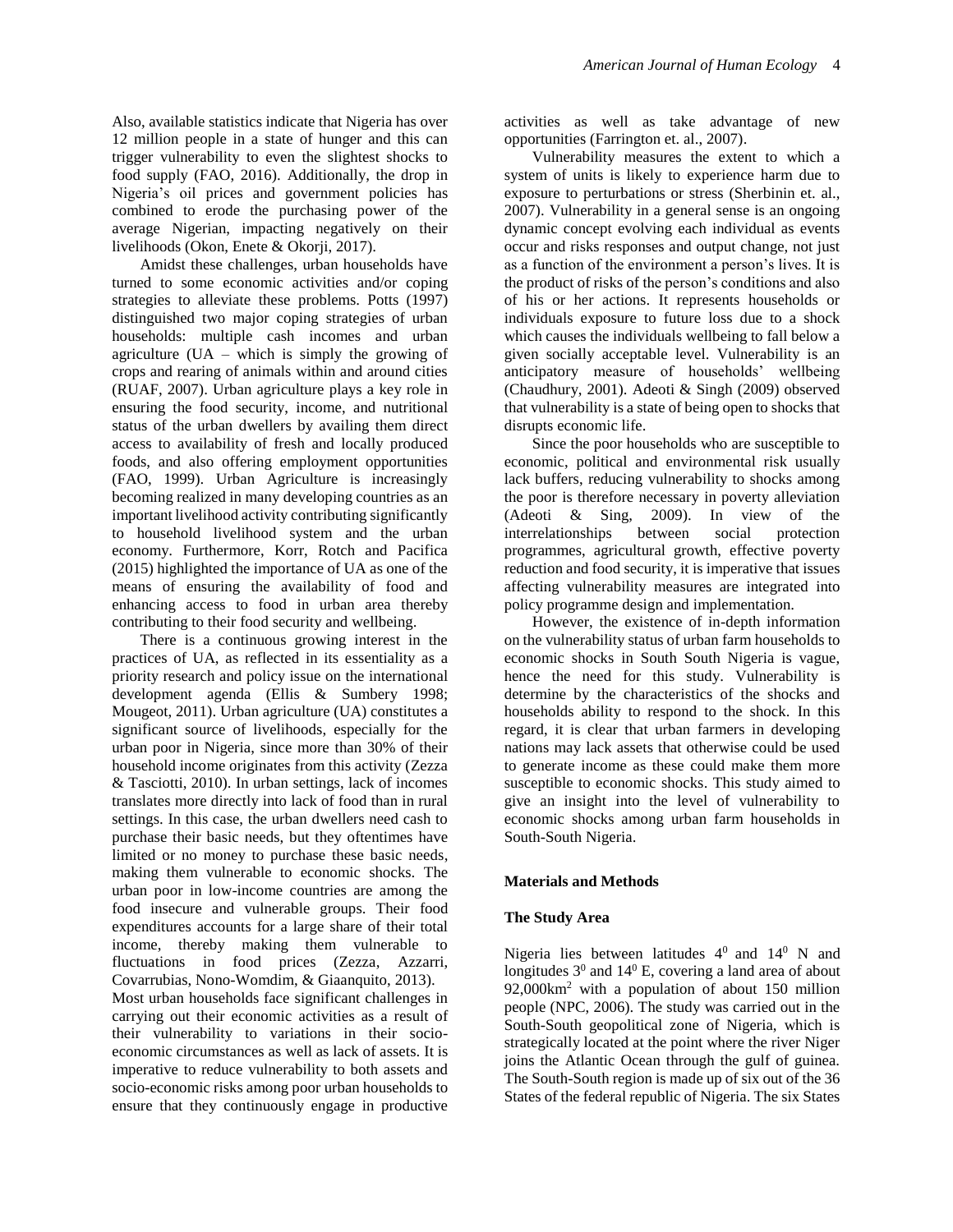Also, available statistics indicate that Nigeria has over 12 million people in a state of hunger and this can trigger vulnerability to even the slightest shocks to food supply (FAO, 2016). Additionally, the drop in Nigeria's oil prices and government policies has combined to erode the purchasing power of the average Nigerian, impacting negatively on their livelihoods (Okon, Enete & Okorji, 2017).

Amidst these challenges, urban households have turned to some economic activities and/or coping strategies to alleviate these problems. Potts (1997) distinguished two major coping strategies of urban households: multiple cash incomes and urban agriculture (UA – which is simply the growing of crops and rearing of animals within and around cities (RUAF, 2007). Urban agriculture plays a key role in ensuring the food security, income, and nutritional status of the urban dwellers by availing them direct access to availability of fresh and locally produced foods, and also offering employment opportunities (FAO, 1999). Urban Agriculture is increasingly becoming realized in many developing countries as an important livelihood activity contributing significantly to household livelihood system and the urban economy. Furthermore, Korr, Rotch and Pacifica (2015) highlighted the importance of UA as one of the means of ensuring the availability of food and enhancing access to food in urban area thereby contributing to their food security and wellbeing.

There is a continuous growing interest in the practices of UA, as reflected in its essentiality as a priority research and policy issue on the international development agenda (Ellis & Sumbery 1998; Mougeot, 2011). Urban agriculture (UA) constitutes a significant source of livelihoods, especially for the urban poor in Nigeria, since more than 30% of their household income originates from this activity (Zezza & Tasciotti, 2010). In urban settings, lack of incomes translates more directly into lack of food than in rural settings. In this case, the urban dwellers need cash to purchase their basic needs, but they oftentimes have limited or no money to purchase these basic needs, making them vulnerable to economic shocks. The urban poor in low-income countries are among the food insecure and vulnerable groups. Their food expenditures accounts for a large share of their total income, thereby making them vulnerable to fluctuations in food prices (Zezza, Azzarri, Covarrubias, Nono-Womdim, & Giaanquito, 2013).

Most urban households face significant challenges in carrying out their economic activities as a result of their vulnerability to variations in their socio-economic circumstances as well as lack of assets. It is imperative to reduce vulnerability to both assets and socio-economic risks among poor urban households to ensure that they continuously engage in productive activities as well as take advantage of new opportunities (Farrington et. al., 2007).

Vulnerability measures the extent to which a system of units is likely to experience harm due to exposure to perturbations or stress (Sherbinin et. al., 2007). Vulnerability in a general sense is an ongoing dynamic concept evolving each individual as events occur and risks responses and output change, not just as a function of the environment a person's lives. It is the product of risks of the person's conditions and also of his or her actions. It represents households or individuals exposure to future loss due to a shock which causes the individuals wellbeing to fall below a given socially acceptable level. Vulnerability is an anticipatory measure of households' wellbeing (Chaudhury, 2001). Adeoti & Singh (2009) observed that vulnerability is a state of being open to shocks that disrupts economic life.

Since the poor households who are susceptible to economic, political and environmental risk usually lack buffers, reducing vulnerability to shocks among the poor is therefore necessary in poverty alleviation (Adeoti & Sing, 2009). In view of the interrelationships between social protection programmes, agricultural growth, effective poverty reduction and food security, it is imperative that issues affecting vulnerability measures are integrated into policy programme design and implementation.

However, the existence of in-depth information on the vulnerability status of urban farm households to economic shocks in South South Nigeria is vague, hence the need for this study. Vulnerability is determine by the characteristics of the shocks and households ability to respond to the shock. In this regard, it is clear that urban farmers in developing nations may lack assets that otherwise could be used to generate income as these could make them more susceptible to economic shocks. This study aimed to give an insight into the level of vulnerability to economic shocks among urban farm households in South-South Nigeria.

## Materials and Methods

### The Study Area

Nigeria lies between latitudes $4^0$ and $14^0$ N and longitudes $3^0$ and $14^0$ E, covering a land area of about $92{,}000km^2$ with a population of about 150 million people (NPC, 2006). The study was carried out in the South-South geopolitical zone of Nigeria, which is strategically located at the point where the river Niger joins the Atlantic Ocean through the gulf of guinea. The South-South region is made up of six out of the 36 States of the federal republic of Nigeria. The six States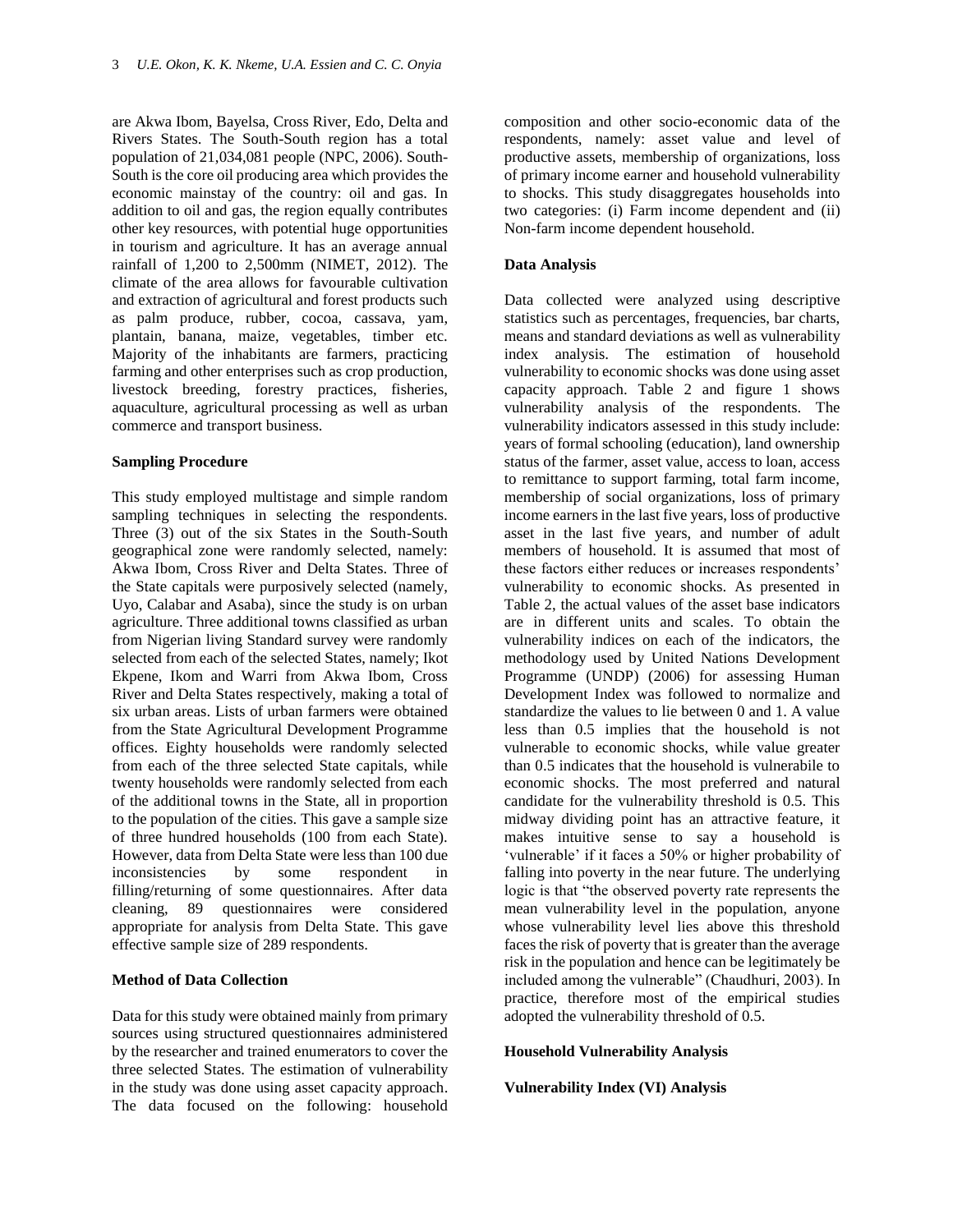are Akwa Ibom, Bayelsa, Cross River, Edo, Delta and Rivers States. The South-South region has a total population of 21,034,081 people (NPC, 2006). South-South is the core oil producing area which provides the economic mainstay of the country: oil and gas. In addition to oil and gas, the region equally contributes other key resources, with potential huge opportunities in tourism and agriculture. It has an average annual rainfall of 1,200 to 2,500mm (NIMET, 2012). The climate of the area allows for favourable cultivation and extraction of agricultural and forest products such as palm produce, rubber, cocoa, cassava, yam, plantain, banana, maize, vegetables, timber etc. Majority of the inhabitants are farmers, practicing farming and other enterprises such as crop production, livestock breeding, forestry practices, fisheries, aquaculture, agricultural processing as well as urban commerce and transport business.

**Sampling Procedure**

This study employed multistage and simple random sampling techniques in selecting the respondents. Three (3) out of the six States in the South-South geographical zone were randomly selected, namely: Akwa Ibom, Cross River and Delta States. Three of the State capitals were purposively selected (namely, Uyo, Calabar and Asaba), since the study is on urban agriculture. Three additional towns classified as urban from Nigerian living Standard survey were randomly selected from each of the selected States, namely; Ikot Ekpene, Ikom and Warri from Akwa Ibom, Cross River and Delta States respectively, making a total of six urban areas. Lists of urban farmers were obtained from the State Agricultural Development Programme offices. Eighty households were randomly selected from each of the three selected State capitals, while twenty households were randomly selected from each of the additional towns in the State, all in proportion to the population of the cities. This gave a sample size of three hundred households (100 from each State). However, data from Delta State were less than 100 due inconsistencies by some respondent in filling/returning of some questionnaires. After data cleaning, 89 questionnaires were considered appropriate for analysis from Delta State. This gave effective sample size of 289 respondents.

**Method of Data Collection**

Data for this study were obtained mainly from primary sources using structured questionnaires administered by the researcher and trained enumerators to cover the three selected States. The estimation of vulnerability in the study was done using asset capacity approach. The data focused on the following: household composition and other socio-economic data of the respondents, namely: asset value and level of productive assets, membership of organizations, loss of primary income earner and household vulnerability to shocks. This study disaggregates households into two categories: (i) Farm income dependent and (ii) Non-farm income dependent household.

**Data Analysis**

Data collected were analyzed using descriptive statistics such as percentages, frequencies, bar charts, means and standard deviations as well as vulnerability index analysis. The estimation of household vulnerability to economic shocks was done using asset capacity approach. Table 2 and figure 1 shows vulnerability analysis of the respondents. The vulnerability indicators assessed in this study include: years of formal schooling (education), land ownership status of the farmer, asset value, access to loan, access to remittance to support farming, total farm income, membership of social organizations, loss of primary income earners in the last five years, loss of productive asset in the last five years, and number of adult members of household. It is assumed that most of these factors either reduces or increases respondents' vulnerability to economic shocks. As presented in Table 2, the actual values of the asset base indicators are in different units and scales. To obtain the vulnerability indices on each of the indicators, the methodology used by United Nations Development Programme (UNDP) (2006) for assessing Human Development Index was followed to normalize and standardize the values to lie between 0 and 1. A value less than 0.5 implies that the household is not vulnerable to economic shocks, while value greater than 0.5 indicates that the household is vulnerabile to economic shocks. The most preferred and natural candidate for the vulnerability threshold is 0.5. This midway dividing point has an attractive feature, it makes intuitive sense to say a household is 'vulnerable' if it faces a 50% or higher probability of falling into poverty in the near future. The underlying logic is that "the observed poverty rate represents the mean vulnerability level in the population, anyone whose vulnerability level lies above this threshold faces the risk of poverty that is greater than the average risk in the population and hence can be legitimately be included among the vulnerable" (Chaudhuri, 2003). In practice, therefore most of the empirical studies adopted the vulnerability threshold of 0.5.

**Household Vulnerability Analysis**

**Vulnerability Index (VI) Analysis**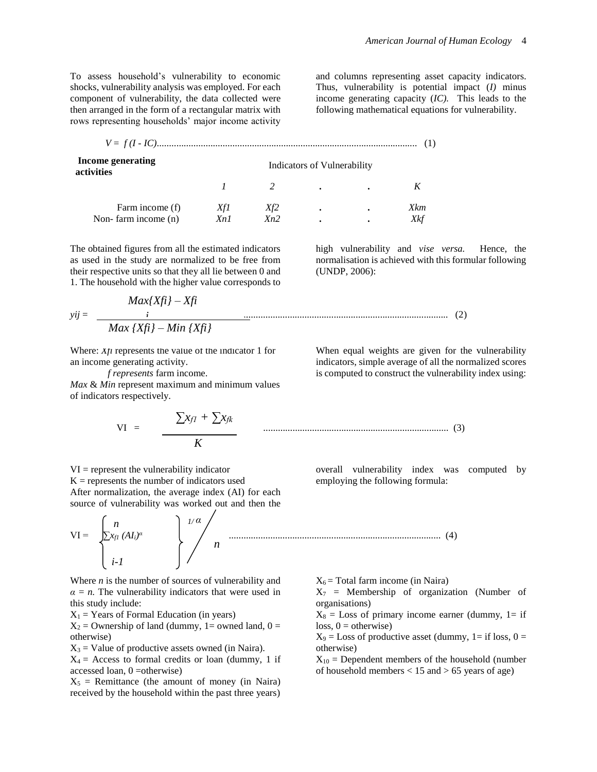To assess household's vulnerability to economic shocks, vulnerability analysis was employed. For each component of vulnerability, the data collected were then arranged in the form of a rectangular matrix with rows representing households' major income activity and columns representing asset capacity indicators. Thus, vulnerability is potential impact (*I)* minus income generating capacity (*IC).* This leads to the following mathematical equations for vulnerability.

$$V = f(I - IC) \quad (1)$$

| Income generating activities | Indicators of Vulnerability | | | | |
|---|---|---|---|---|---|
| | *1* | *2* | . | . | *K* |
| Farm income (f) | *Xf1* | *Xf2* | . | . | *Xkm* |
| Non- farm income (n) | *Xn1* | *Xn2* | . | . | *Xkf* |

The obtained figures from all the estimated indicators as used in the study are normalized to be free from their respective units so that they all lie between 0 and 1. The household with the higher value corresponds to high vulnerability and *vise versa.* Hence, the normalisation is achieved with this formular following (UNDP, 2006):

$$y_{ij} = \frac{Max\{X_{fi}\} - X_{fi}}{Max\{X_{fi}\} - Min\{X_{fi}\}} \quad (2)$$

Where: $X_{fi}$ represents the value of the indicator 1 for an income generating activity.

*f represents* farm income.

*Max* & *Min* represent maximum and minimum values of indicators respectively.

When equal weights are given for the vulnerability indicators, simple average of all the normalized scores is computed to construct the vulnerability index using:

$$VI = \frac{\sum x_{f1} + \sum x_{fk}}{K} \quad (3)$$

VI = represent the vulnerability indicator

K = represents the number of indicators used

After normalization, the average index (AI) for each source of vulnerability was worked out and then the overall vulnerability index was computed by employing the following formula:

$$VI = \left\{ \sum_{i-1}^{n} x_{f1} (AI_i)^{\alpha} \right\}^{1/\alpha} \Big/ n \quad (4)$$

Where *n* is the number of sources of vulnerability and $\alpha = n$. The vulnerability indicators that were used in this study include:

$X_1$ = Years of Formal Education (in years)

$X_2$ = Ownership of land (dummy, 1= owned land, 0 = otherwise)

$X_3$ = Value of productive assets owned (in Naira).

$X_4$ = Access to formal credits or loan (dummy, 1 if accessed loan, 0 =otherwise)

$X_5$ = Remittance (the amount of money (in Naira) received by the household within the past three years)

$X_6$ = Total farm income (in Naira)

$X_7$ = Membership of organization (Number of organisations)

$X_8$ = Loss of primary income earner (dummy, 1= if loss, 0 = otherwise)

$X_9$ = Loss of productive asset (dummy, 1= if loss, 0 = otherwise)

$X_{10}$ = Dependent members of the household (number of household members < 15 and > 65 years of age)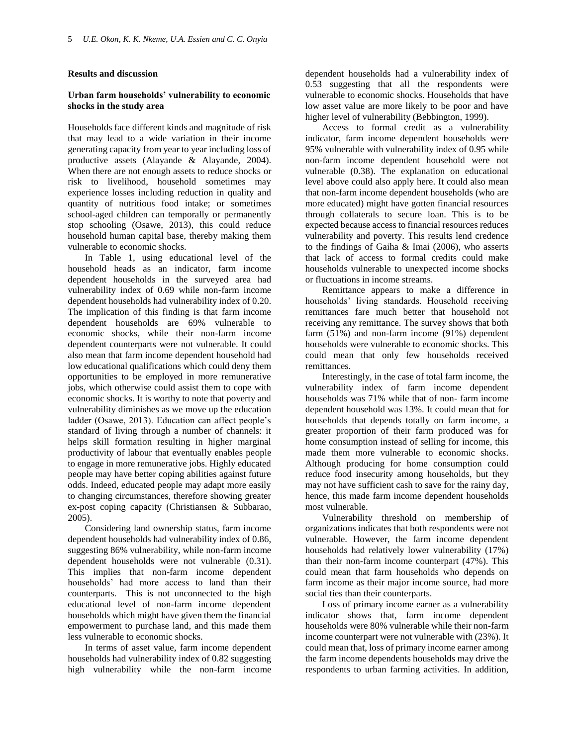## Results and discussion

### Urban farm households' vulnerability to economic shocks in the study area

Households face different kinds and magnitude of risk that may lead to a wide variation in their income generating capacity from year to year including loss of productive assets (Alayande & Alayande, 2004). When there are not enough assets to reduce shocks or risk to livelihood, household sometimes may experience losses including reduction in quality and quantity of nutritious food intake; or sometimes school-aged children can temporally or permanently stop schooling (Osawe, 2013), this could reduce household human capital base, thereby making them vulnerable to economic shocks.

In Table 1, using educational level of the household heads as an indicator, farm income dependent households in the surveyed area had vulnerability index of 0.69 while non-farm income dependent households had vulnerability index of 0.20. The implication of this finding is that farm income dependent households are 69% vulnerable to economic shocks, while their non-farm income dependent counterparts were not vulnerable. It could also mean that farm income dependent household had low educational qualifications which could deny them opportunities to be employed in more remunerative jobs, which otherwise could assist them to cope with economic shocks. It is worthy to note that poverty and vulnerability diminishes as we move up the education ladder (Osawe, 2013). Education can affect people's standard of living through a number of channels: it helps skill formation resulting in higher marginal productivity of labour that eventually enables people to engage in more remunerative jobs. Highly educated people may have better coping abilities against future odds. Indeed, educated people may adapt more easily to changing circumstances, therefore showing greater ex-post coping capacity (Christiansen & Subbarao, 2005).

Considering land ownership status, farm income dependent households had vulnerability index of 0.86, suggesting 86% vulnerability, while non-farm income dependent households were not vulnerable (0.31). This implies that non-farm income dependent households' had more access to land than their counterparts. This is not unconnected to the high educational level of non-farm income dependent households which might have given them the financial empowerment to purchase land, and this made them less vulnerable to economic shocks.

In terms of asset value, farm income dependent households had vulnerability index of 0.82 suggesting high vulnerability while the non-farm income dependent households had a vulnerability index of 0.53 suggesting that all the respondents were vulnerable to economic shocks. Households that have low asset value are more likely to be poor and have higher level of vulnerability (Bebbington, 1999).

Access to formal credit as a vulnerability indicator, farm income dependent households were 95% vulnerable with vulnerability index of 0.95 while non-farm income dependent household were not vulnerable (0.38). The explanation on educational level above could also apply here. It could also mean that non-farm income dependent households (who are more educated) might have gotten financial resources through collaterals to secure loan. This is to be expected because access to financial resources reduces vulnerability and poverty. This results lend credence to the findings of Gaiha & Imai (2006), who asserts that lack of access to formal credits could make households vulnerable to unexpected income shocks or fluctuations in income streams.

Remittance appears to make a difference in households' living standards. Household receiving remittances fare much better that household not receiving any remittance. The survey shows that both farm (51%) and non-farm income (91%) dependent households were vulnerable to economic shocks. This could mean that only few households received remittances.

Interestingly, in the case of total farm income, the vulnerability index of farm income dependent households was 71% while that of non- farm income dependent household was 13%. It could mean that for households that depends totally on farm income, a greater proportion of their farm produced was for home consumption instead of selling for income, this made them more vulnerable to economic shocks. Although producing for home consumption could reduce food insecurity among households, but they may not have sufficient cash to save for the rainy day, hence, this made farm income dependent households most vulnerable.

Vulnerability threshold on membership of organizations indicates that both respondents were not vulnerable. However, the farm income dependent households had relatively lower vulnerability (17%) than their non-farm income counterpart (47%). This could mean that farm households who depends on farm income as their major income source, had more social ties than their counterparts.

Loss of primary income earner as a vulnerability indicator shows that, farm income dependent households were 80% vulnerable while their non-farm income counterpart were not vulnerable with (23%). It could mean that, loss of primary income earner among the farm income dependents households may drive the respondents to urban farming activities. In addition,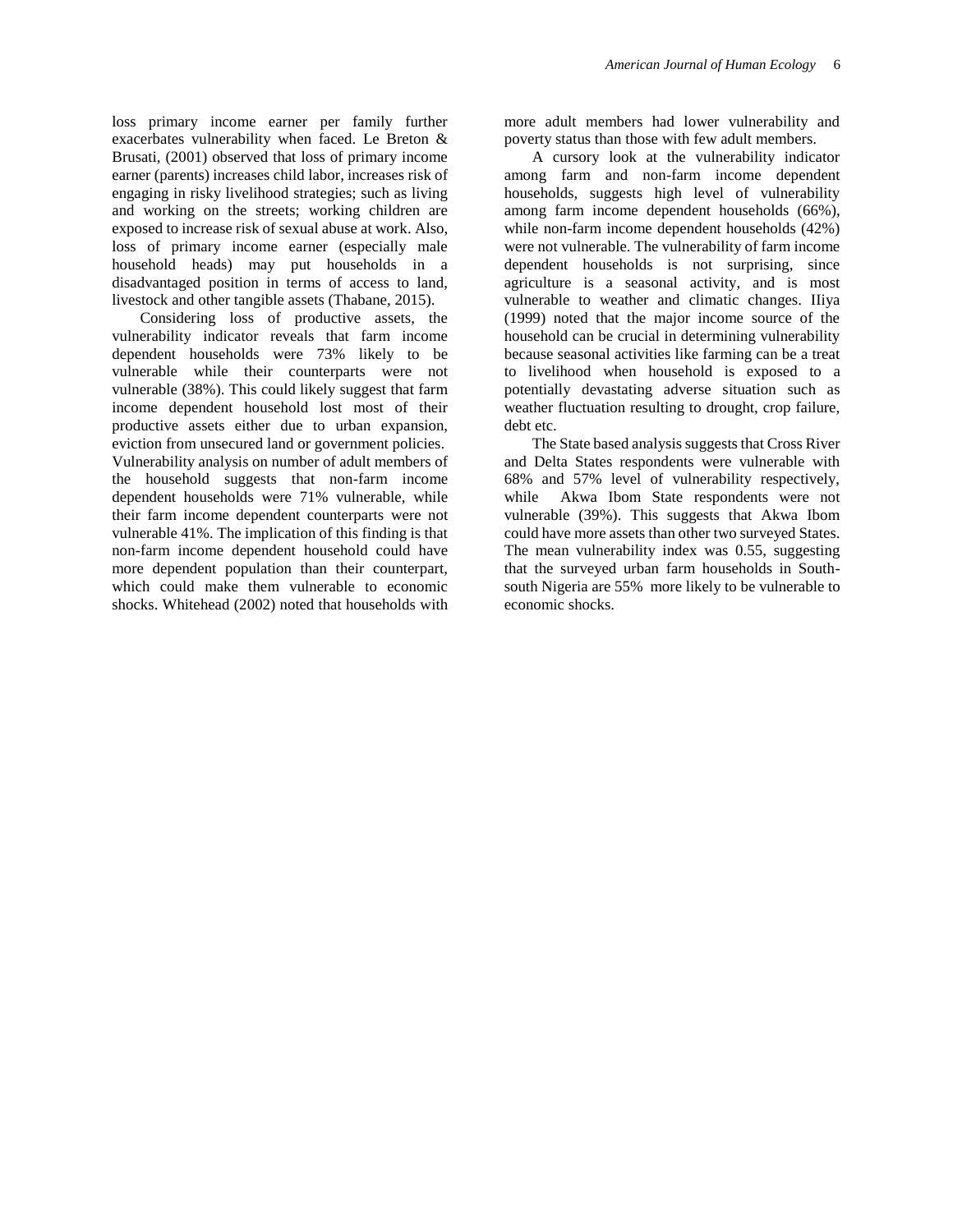loss primary income earner per family further exacerbates vulnerability when faced. Le Breton & Brusati, (2001) observed that loss of primary income earner (parents) increases child labor, increases risk of engaging in risky livelihood strategies; such as living and working on the streets; working children are exposed to increase risk of sexual abuse at work. Also, loss of primary income earner (especially male household heads) may put households in a disadvantaged position in terms of access to land, livestock and other tangible assets (Thabane, 2015).

Considering loss of productive assets, the vulnerability indicator reveals that farm income dependent households were 73% likely to be vulnerable while their counterparts were not vulnerable (38%). This could likely suggest that farm income dependent household lost most of their productive assets either due to urban expansion, eviction from unsecured land or government policies. Vulnerability analysis on number of adult members of the household suggests that non-farm income dependent households were 71% vulnerable, while their farm income dependent counterparts were not vulnerable 41%. The implication of this finding is that non-farm income dependent household could have more dependent population than their counterpart, which could make them vulnerable to economic shocks. Whitehead (2002) noted that households with more adult members had lower vulnerability and poverty status than those with few adult members.

A cursory look at the vulnerability indicator among farm and non-farm income dependent households, suggests high level of vulnerability among farm income dependent households (66%), while non-farm income dependent households (42%) were not vulnerable. The vulnerability of farm income dependent households is not surprising, since agriculture is a seasonal activity, and is most vulnerable to weather and climatic changes. IIiya (1999) noted that the major income source of the household can be crucial in determining vulnerability because seasonal activities like farming can be a treat to livelihood when household is exposed to a potentially devastating adverse situation such as weather fluctuation resulting to drought, crop failure, debt etc.

The State based analysis suggests that Cross River and Delta States respondents were vulnerable with 68% and 57% level of vulnerability respectively, while Akwa Ibom State respondents were not vulnerable (39%). This suggests that Akwa Ibom could have more assets than other two surveyed States. The mean vulnerability index was 0.55, suggesting that the surveyed urban farm households in South-south Nigeria are 55% more likely to be vulnerable to economic shocks.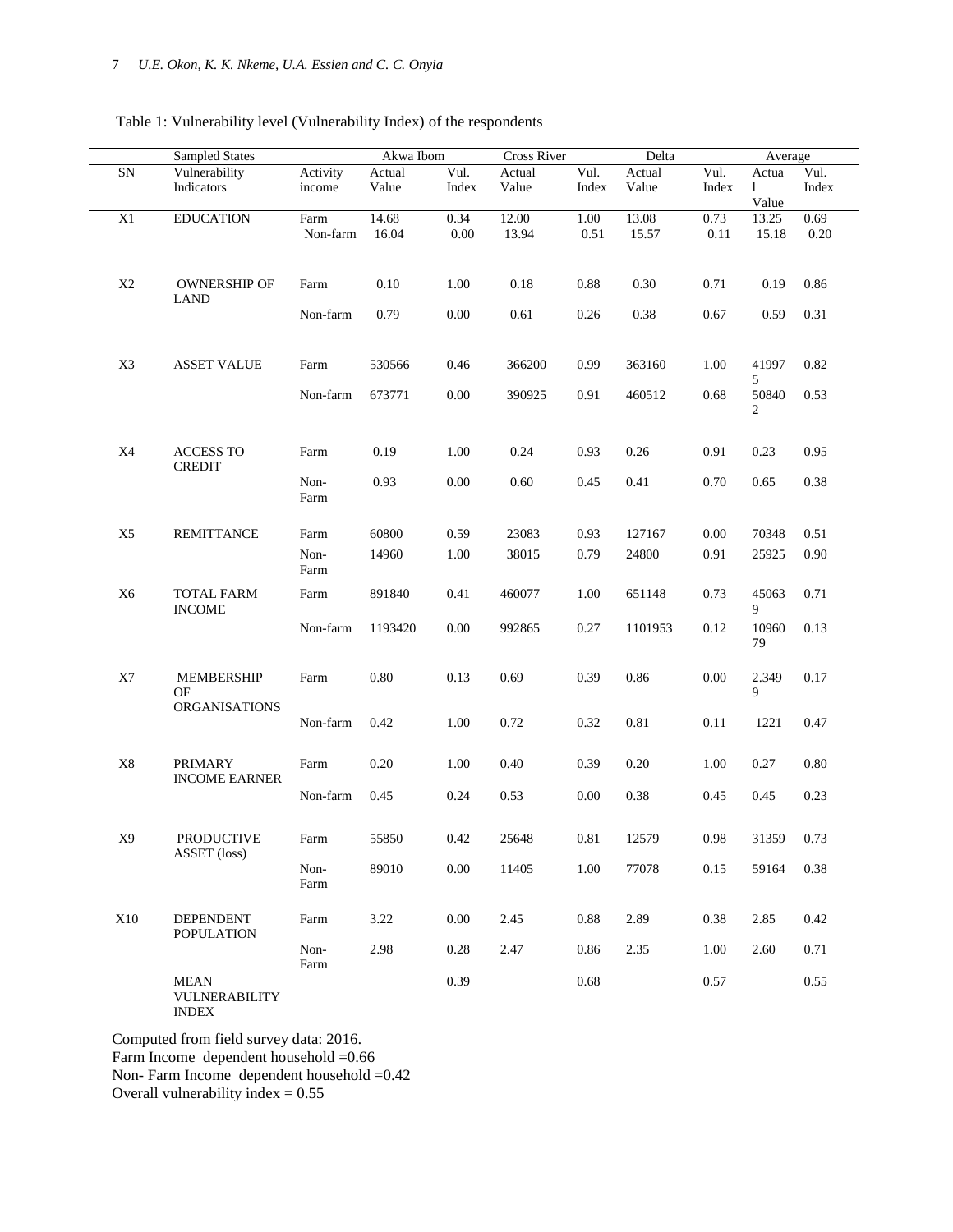Table 1: Vulnerability level (Vulnerability Index) of the respondents

| | Sampled States | | Akwa Ibom | | Cross River | | Delta | | Average | |
|---|---|---|---|---|---|---|---|---|---|---|
| SN | Vulnerability Indicators | Activity income | Actual Value | Vul. Index | Actual Value | Vul. Index | Actual Value | Vul. Index | Actual Value | Vul. Index |
| X1 | EDUCATION | Farm | 14.68 | 0.34 | 12.00 | 1.00 | 13.08 | 0.73 | 13.25 | 0.69 |
| | | Non-farm | 16.04 | 0.00 | 13.94 | 0.51 | 15.57 | 0.11 | 15.18 | 0.20 |
| X2 | OWNERSHIP OF LAND | Farm | 0.10 | 1.00 | 0.18 | 0.88 | 0.30 | 0.71 | 0.19 | 0.86 |
| | | Non-farm | 0.79 | 0.00 | 0.61 | 0.26 | 0.38 | 0.67 | 0.59 | 0.31 |
| X3 | ASSET VALUE | Farm | 530566 | 0.46 | 366200 | 0.99 | 363160 | 1.00 | 419975 | 0.82 |
| | | Non-farm | 673771 | 0.00 | 390925 | 0.91 | 460512 | 0.68 | 508402 | 0.53 |
| X4 | ACCESS TO CREDIT | Farm | 0.19 | 1.00 | 0.24 | 0.93 | 0.26 | 0.91 | 0.23 | 0.95 |
| | | Non-Farm | 0.93 | 0.00 | 0.60 | 0.45 | 0.41 | 0.70 | 0.65 | 0.38 |
| X5 | REMITTANCE | Farm | 60800 | 0.59 | 23083 | 0.93 | 127167 | 0.00 | 70348 | 0.51 |
| | | Non-Farm | 14960 | 1.00 | 38015 | 0.79 | 24800 | 0.91 | 25925 | 0.90 |
| X6 | TOTAL FARM INCOME | Farm | 891840 | 0.41 | 460077 | 1.00 | 651148 | 0.73 | 450639 | 0.71 |
| | | Non-farm | 1193420 | 0.00 | 992865 | 0.27 | 1101953 | 0.12 | 1096079 | 0.13 |
| X7 | MEMBERSHIP OF ORGANISATIONS | Farm | 0.80 | 0.13 | 0.69 | 0.39 | 0.86 | 0.00 | 2.3499 | 0.17 |
| | | Non-farm | 0.42 | 1.00 | 0.72 | 0.32 | 0.81 | 0.11 | 1221 | 0.47 |
| X8 | PRIMARY INCOME EARNER | Farm | 0.20 | 1.00 | 0.40 | 0.39 | 0.20 | 1.00 | 0.27 | 0.80 |
| | | Non-farm | 0.45 | 0.24 | 0.53 | 0.00 | 0.38 | 0.45 | 0.45 | 0.23 |
| X9 | PRODUCTIVE ASSET (loss) | Farm | 55850 | 0.42 | 25648 | 0.81 | 12579 | 0.98 | 31359 | 0.73 |
| | | Non-Farm | 89010 | 0.00 | 11405 | 1.00 | 77078 | 0.15 | 59164 | 0.38 |
| X10 | DEPENDENT POPULATION | Farm | 3.22 | 0.00 | 2.45 | 0.88 | 2.89 | 0.38 | 2.85 | 0.42 |
| | | Non-Farm | 2.98 | 0.28 | 2.47 | 0.86 | 2.35 | 1.00 | 2.60 | 0.71 |
| | MEAN VULNERABILITY INDEX | | | 0.39 | | 0.68 | | 0.57 | | 0.55 |

Computed from field survey data: 2016.
Farm Income dependent household =0.66
Non- Farm Income dependent household =0.42
Overall vulnerability index = 0.55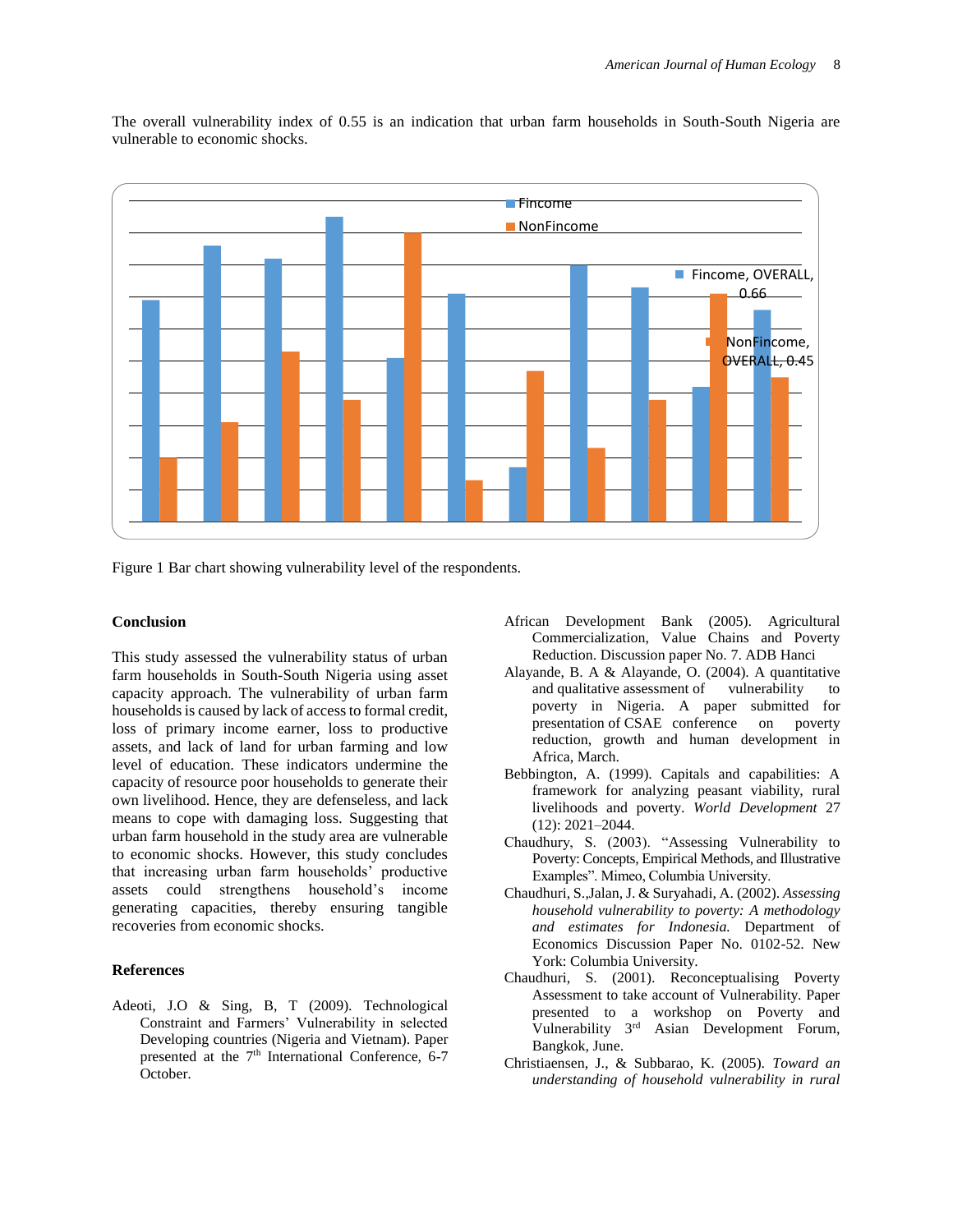The overall vulnerability index of 0.55 is an indication that urban farm households in South-South Nigeria are vulnerable to economic shocks.

Figure 1 Bar chart showing vulnerability level of the respondents.

## Conclusion

This study assessed the vulnerability status of urban farm households in South-South Nigeria using asset capacity approach. The vulnerability of urban farm households is caused by lack of access to formal credit, loss of primary income earner, loss to productive assets, and lack of land for urban farming and low level of education. These indicators undermine the capacity of resource poor households to generate their own livelihood. Hence, they are defenseless, and lack means to cope with damaging loss. Suggesting that urban farm household in the study area are vulnerable to economic shocks. However, this study concludes that increasing urban farm households' productive assets could strengthens household's income generating capacities, thereby ensuring tangible recoveries from economic shocks.

## References

Adeoti, J.O & Sing, B, T (2009). Technological Constraint and Farmers' Vulnerability in selected Developing countries (Nigeria and Vietnam). Paper presented at the 7th International Conference, 6-7 October.

African Development Bank (2005). Agricultural Commercialization, Value Chains and Poverty Reduction. Discussion paper No. 7. ADB Hanci

Alayande, B. A & Alayande, O. (2004). A quantitative and qualitative assessment of vulnerability to poverty in Nigeria. A paper submitted for presentation of CSAE conference on poverty reduction, growth and human development in Africa, March.

Bebbington, A. (1999). Capitals and capabilities: A framework for analyzing peasant viability, rural livelihoods and poverty. *World Development* 27 (12): 2021–2044.

Chaudhury, S. (2003). "Assessing Vulnerability to Poverty: Concepts, Empirical Methods, and Illustrative Examples". Mimeo, Columbia University.

Chaudhuri, S.,Jalan, J. & Suryahadi, A. (2002). *Assessing household vulnerability to poverty: A methodology and estimates for Indonesia.* Department of Economics Discussion Paper No. 0102-52. New York: Columbia University.

Chaudhuri, S. (2001). Reconceptualising Poverty Assessment to take account of Vulnerability. Paper presented to a workshop on Poverty and Vulnerability 3rd Asian Development Forum, Bangkok, June.

Christiaensen, J., & Subbarao, K. (2005). *Toward an understanding of household vulnerability in rural*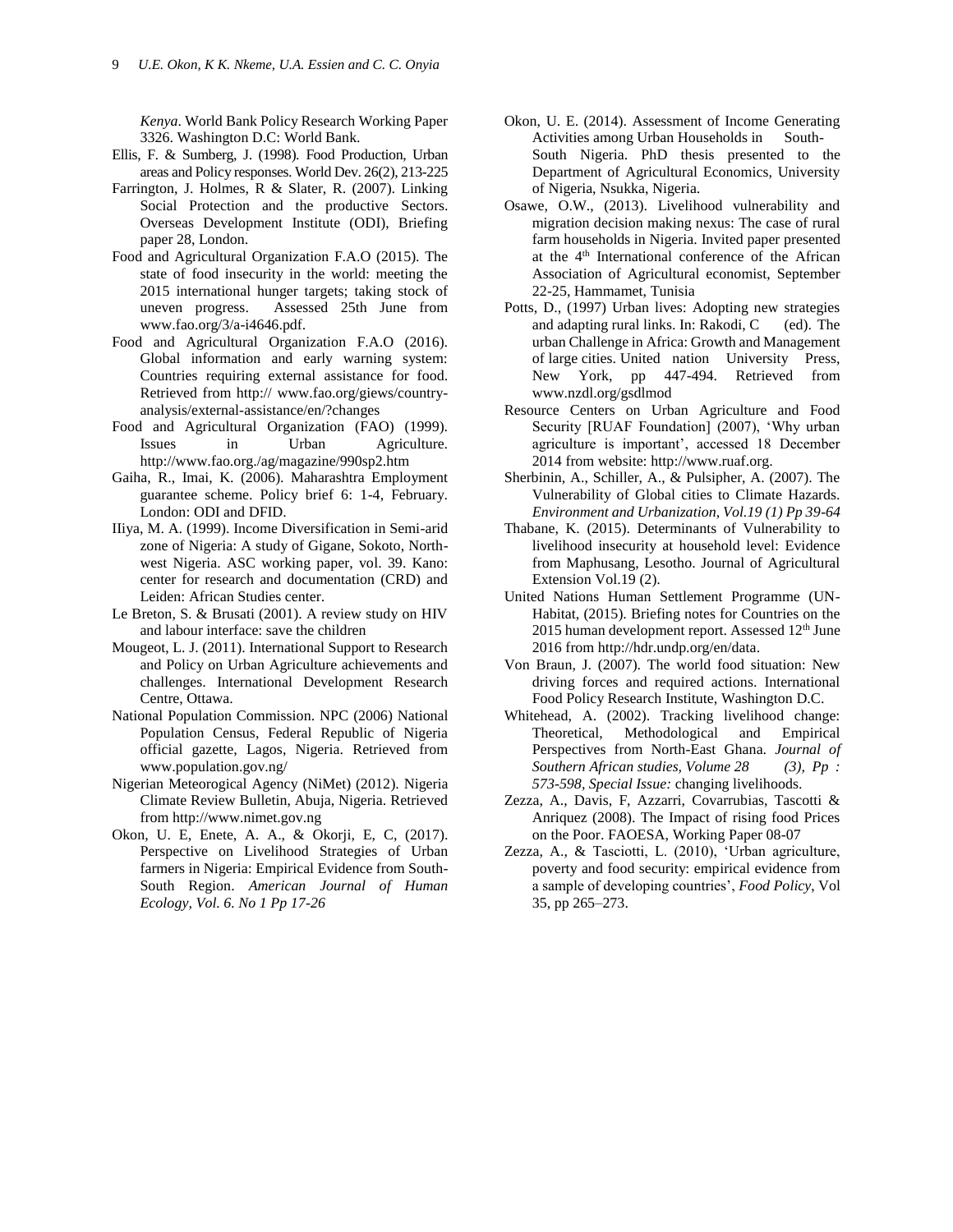*Kenya*. World Bank Policy Research Working Paper 3326. Washington D.C: World Bank.

Ellis, F. & Sumberg, J. (1998). Food Production, Urban areas and Policy responses. World Dev. 26(2), 213-225

Farrington, J. Holmes, R & Slater, R. (2007). Linking Social Protection and the productive Sectors. Overseas Development Institute (ODI), Briefing paper 28, London.

Food and Agricultural Organization F.A.O (2015). The state of food insecurity in the world: meeting the 2015 international hunger targets; taking stock of uneven progress. Assessed 25th June from www.fao.org/3/a-i4646.pdf.

Food and Agricultural Organization F.A.O (2016). Global information and early warning system: Countries requiring external assistance for food. Retrieved from http:// www.fao.org/giews/country-analysis/external-assistance/en/?changes

Food and Agricultural Organization (FAO) (1999). Issues in Urban Agriculture. http://www.fao.org./ag/magazine/990sp2.htm

Gaiha, R., Imai, K. (2006). Maharashtra Employment guarantee scheme. Policy brief 6: 1-4, February. London: ODI and DFID.

IIiya, M. A. (1999). Income Diversification in Semi-arid zone of Nigeria: A study of Gigane, Sokoto, North-west Nigeria. ASC working paper, vol. 39. Kano: center for research and documentation (CRD) and Leiden: African Studies center.

Le Breton, S. & Brusati (2001). A review study on HIV and labour interface: save the children

Mougeot, L. J. (2011). International Support to Research and Policy on Urban Agriculture achievements and challenges. International Development Research Centre, Ottawa.

National Population Commission. NPC (2006) National Population Census, Federal Republic of Nigeria official gazette, Lagos, Nigeria. Retrieved from www.population.gov.ng/

Nigerian Meteorogical Agency (NiMet) (2012). Nigeria Climate Review Bulletin, Abuja, Nigeria. Retrieved from http://www.nimet.gov.ng

Okon, U. E, Enete, A. A., & Okorji, E, C, (2017). Perspective on Livelihood Strategies of Urban farmers in Nigeria: Empirical Evidence from South-South Region. *American Journal of Human Ecology, Vol. 6. No 1 Pp 17-26*

Okon, U. E. (2014). Assessment of Income Generating Activities among Urban Households in South-South Nigeria. PhD thesis presented to the Department of Agricultural Economics, University of Nigeria, Nsukka, Nigeria.

Osawe, O.W., (2013). Livelihood vulnerability and migration decision making nexus: The case of rural farm households in Nigeria. Invited paper presented at the 4th International conference of the African Association of Agricultural economist, September 22-25, Hammamet, Tunisia

Potts, D., (1997) Urban lives: Adopting new strategies and adapting rural links. In: Rakodi, C (ed). The urban Challenge in Africa: Growth and Management of large cities. United nation University Press, New York, pp 447-494. Retrieved from www.nzdl.org/gsdlmod

Resource Centers on Urban Agriculture and Food Security [RUAF Foundation] (2007), 'Why urban agriculture is important', accessed 18 December 2014 from website: http://www.ruaf.org.

Sherbinin, A., Schiller, A., & Pulsipher, A. (2007). The Vulnerability of Global cities to Climate Hazards. *Environment and Urbanization, Vol.19 (1) Pp 39-64*

Thabane, K. (2015). Determinants of Vulnerability to livelihood insecurity at household level: Evidence from Maphusang, Lesotho. Journal of Agricultural Extension Vol.19 (2).

United Nations Human Settlement Programme (UN-Habitat, (2015). Briefing notes for Countries on the 2015 human development report. Assessed 12th June 2016 from http://hdr.undp.org/en/data.

Von Braun, J. (2007). The world food situation: New driving forces and required actions. International Food Policy Research Institute, Washington D.C.

Whitehead, A. (2002). Tracking livelihood change: Theoretical, Methodological and Empirical Perspectives from North-East Ghana. *Journal of Southern African studies, Volume 28 (3), Pp : 573-598, Special Issue:* changing livelihoods.

Zezza, A., Davis, F, Azzarri, Covarrubias, Tascotti & Anriquez (2008). The Impact of rising food Prices on the Poor. FAOESA, Working Paper 08-07

Zezza, A., & Tasciotti, L. (2010), 'Urban agriculture, poverty and food security: empirical evidence from a sample of developing countries', *Food Policy*, Vol 35, pp 265–273.